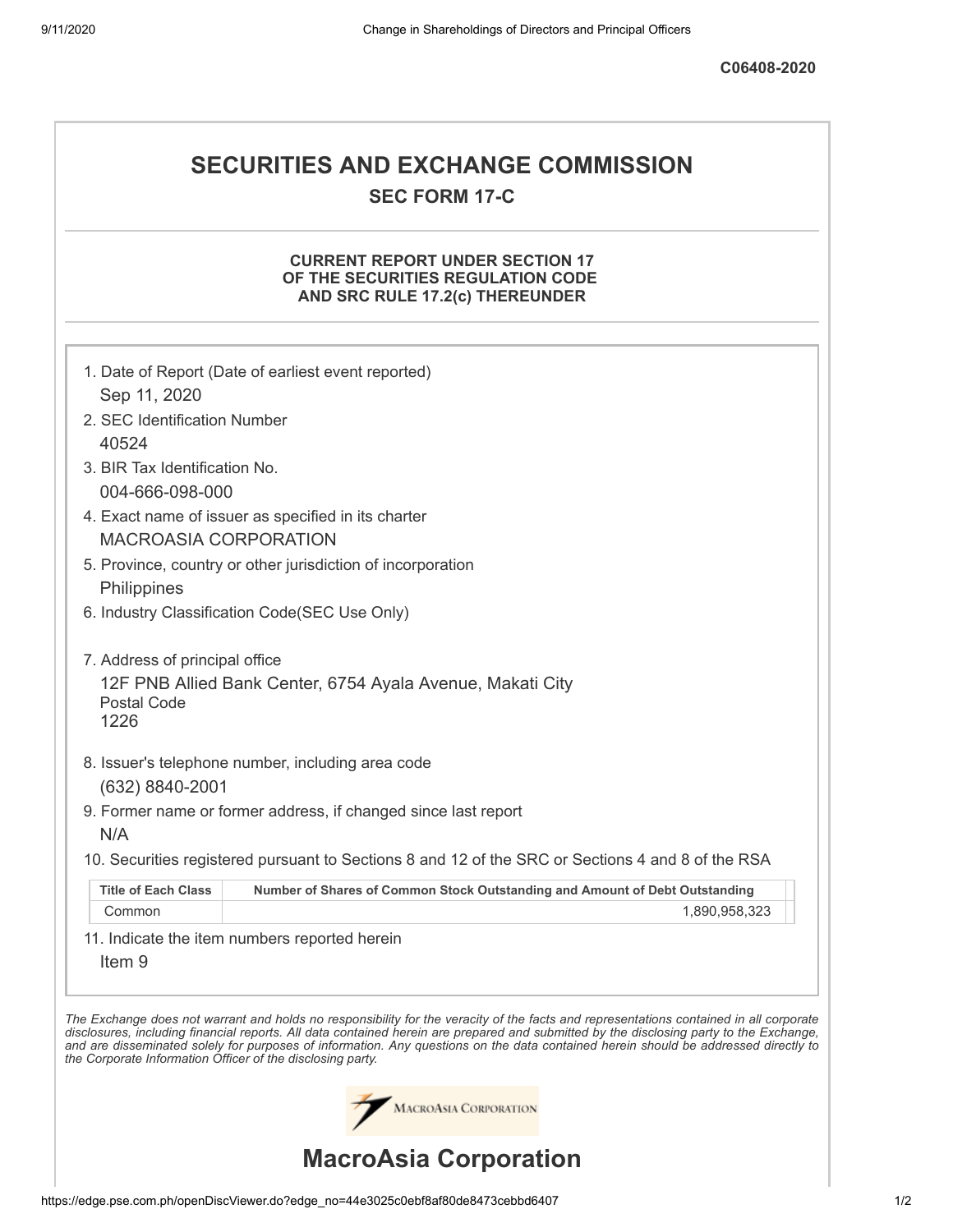C06408-2020

# SECURITIES AND EXCHANGE COMMISSION

## SEC FORM 17-C

### CURRENT REPORT UNDER SECTION 17 OF THE SECURITIES REGULATION CODE AND SRC RULE 17.2(c) THEREUNDER

1. Date of Report (Date of earliest event reported)
   Sep 11, 2020
2. SEC Identification Number
   40524
3. BIR Tax Identification No.
   004-666-098-000
4. Exact name of issuer as specified in its charter
   MACROASIA CORPORATION
5. Province, country or other jurisdiction of incorporation
   Philippines
6. Industry Classification Code(SEC Use Only)

7. Address of principal office
   12F PNB Allied Bank Center, 6754 Ayala Avenue, Makati City
   Postal Code
   1226
8. Issuer's telephone number, including area code
   (632) 8840-2001
9. Former name or former address, if changed since last report
   N/A
10. Securities registered pursuant to Sections 8 and 12 of the SRC or Sections 4 and 8 of the RSA

| Title of Each Class | Number of Shares of Common Stock Outstanding and Amount of Debt Outstanding |
|---|---|
| Common | 1,890,958,323 |

11. Indicate the item numbers reported herein
    Item 9

*The Exchange does not warrant and holds no responsibility for the veracity of the facts and representations contained in all corporate disclosures, including financial reports. All data contained herein are prepared and submitted by the disclosing party to the Exchange, and are disseminated solely for purposes of information. Any questions on the data contained herein should be addressed directly to the Corporate Information Officer of the disclosing party.*

MacroAsia Corporation

# MacroAsia Corporation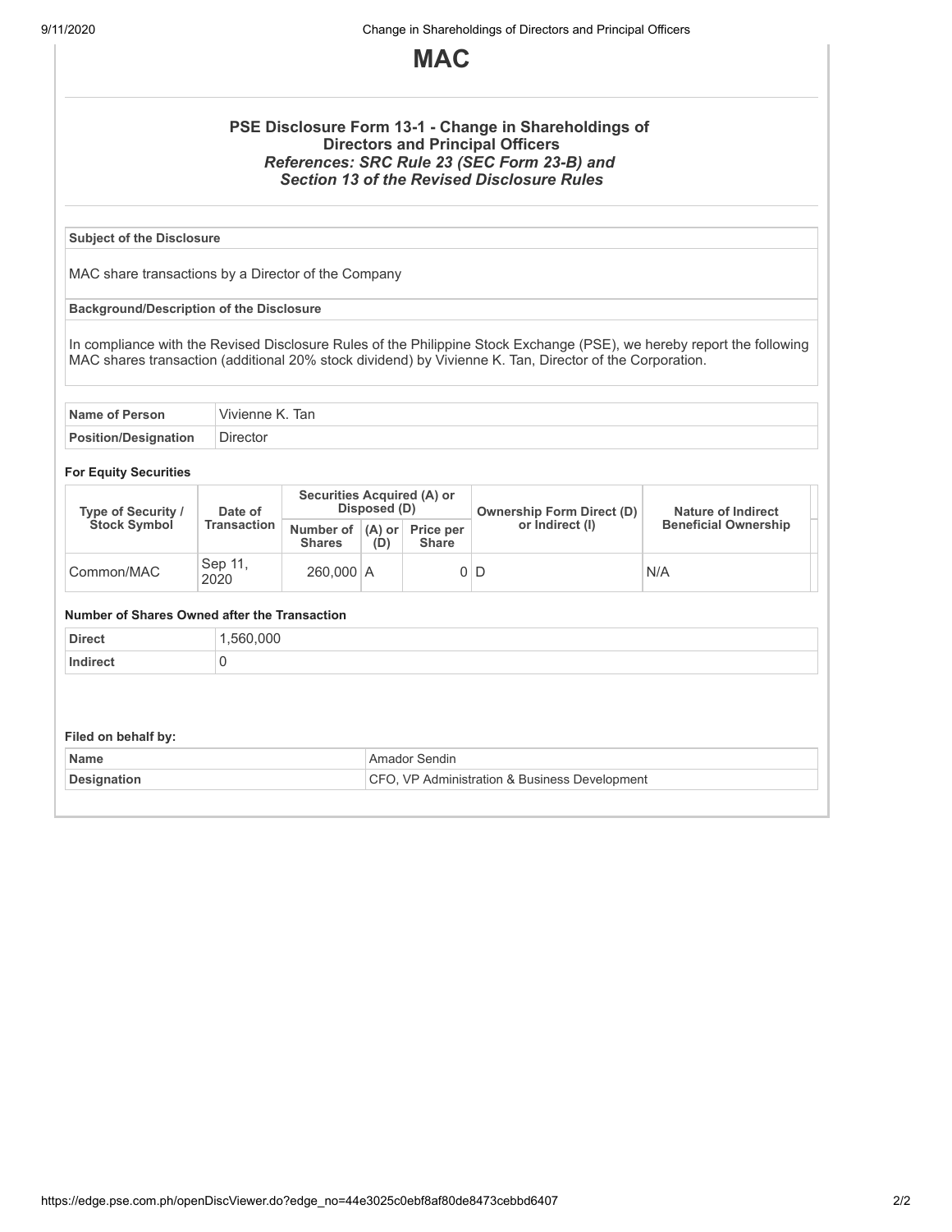# MAC

### PSE Disclosure Form 13-1 - Change in Shareholdings of Directors and Principal Officers
### *References: SRC Rule 23 (SEC Form 23-B) and Section 13 of the Revised Disclosure Rules*

| Subject of the Disclosure |
| --- |
| MAC share transactions by a Director of the Company |
| **Background/Description of the Disclosure** |
| In compliance with the Revised Disclosure Rules of the Philippine Stock Exchange (PSE), we hereby report the following MAC shares transaction (additional 20% stock dividend) by Vivienne K. Tan, Director of the Corporation. |

| | |
| --- | --- |
| **Name of Person** | Vivienne K. Tan |
| **Position/Designation** | Director |

**For Equity Securities**

| Type of Security / Stock Symbol | Date of Transaction | Securities Acquired (A) or Disposed (D) | | | Ownership Form Direct (D) or Indirect (I) | Nature of Indirect Beneficial Ownership |
| --- | --- | --- | --- | --- | --- | --- |
| | | Number of Shares | (A) or (D) | Price per Share | | |
| Common/MAC | Sep 11, 2020 | 260,000 | A | 0 | D | N/A |

**Number of Shares Owned after the Transaction**

| | |
| --- | --- |
| **Direct** | 1,560,000 |
| **Indirect** | 0 |

**Filed on behalf by:**

| | |
| --- | --- |
| **Name** | Amador Sendin |
| **Designation** | CFO, VP Administration & Business Development |